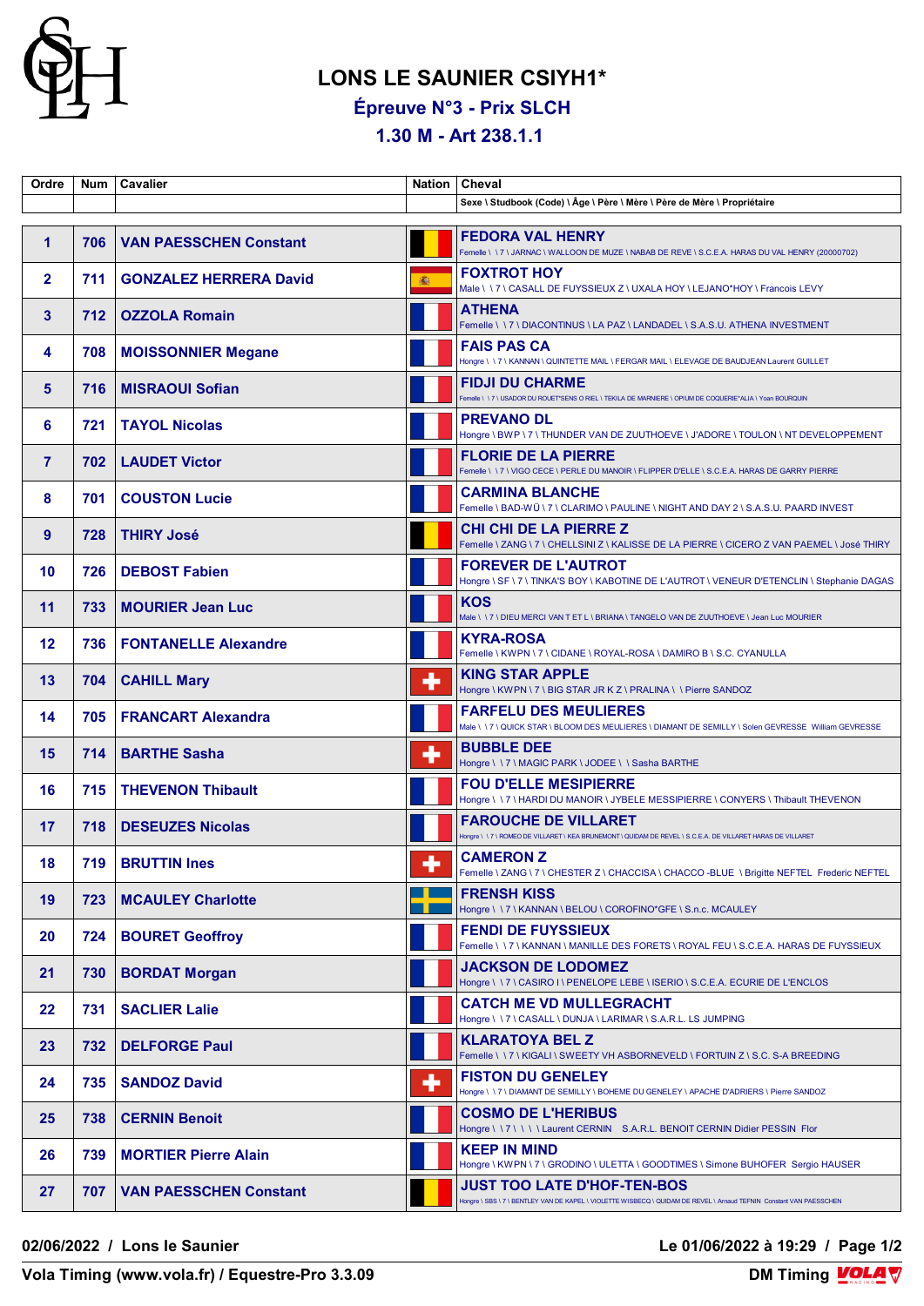# LONS LE SAUNIER CSIYH1*

## Épreuve N°3 - Prix SLCH

## 1.30 M - Art 238.1.1

| Ordre | Num | Cavalier | Nation | Cheval<br>Sexe \ Studbook (Code) \ Âge \ Père \ Mère \ Père de Mère \ Propriétaire |
|---|---|---|---|---|
| 1 | 706 | VAN PAESSCHEN Constant | | FEDORA VAL HENRY<br>Femelle \ \ 7 \ JARNAC \ WALLOON DE MUZE \ NABAB DE REVE \ S.C.E.A. HARAS DU VAL HENRY (20000702) |
| 2 | 711 | GONZALEZ HERRERA David | | FOXTROT HOY<br>Male \ \ 7 \ CASALL DE FUYSSIEUX Z \ UXALA HOY \ LEJANO*HOY \ Francois LEVY |
| 3 | 712 | OZZOLA Romain | | ATHENA<br>Femelle \ \ 7 \ DIACONTINUS \ LA PAZ \ LANDADEL \ S.A.S.U. ATHENA INVESTMENT |
| 4 | 708 | MOISSONNIER Megane | | FAIS PAS CA<br>Hongre \ \ 7 \ KANNAN \ QUINTETTE MAIL \ FERGAR MAIL \ ELEVAGE DE BAUDJEAN Laurent GUILLET |
| 5 | 716 | MISRAOUI Sofian | | FIDJI DU CHARME<br>Femelle \ \ 7 \ USADOR DU ROUET*SENS O RIEL \ TEKILA DE MARNIERE \ OPIUM DE COQUERIE*ALIA \ Yoan BOURQUIN |
| 6 | 721 | TAYOL Nicolas | | PREVANO DL<br>Hongre \ BWP \ 7 \ THUNDER VAN DE ZUUTHOEVE \ J'ADORE \ TOULON \ NT DEVELOPPEMENT |
| 7 | 702 | LAUDET Victor | | FLORIE DE LA PIERRE<br>Femelle \ \ 7 \ VIGO CECE \ PERLE DU MANOIR \ FLIPPER D'ELLE \ S.C.E.A. HARAS DE GARRY PIERRE |
| 8 | 701 | COUSTON Lucie | | CARMINA BLANCHE<br>Femelle \ BAD-WÜ \ 7 \ CLARIMO \ PAULINE \ NIGHT AND DAY 2 \ S.A.S.U. PAARD INVEST |
| 9 | 728 | THIRY José | | CHI CHI DE LA PIERRE Z<br>Femelle \ ZANG \ 7 \ CHELLSINI Z \ KALISSE DE LA PIERRE \ CICERO Z VAN PAEMEL \ José THIRY |
| 10 | 726 | DEBOST Fabien | | FOREVER DE L'AUTROT<br>Hongre \ SF \ 7 \ TINKA'S BOY \ KABOTINE DE L'AUTROT \ VENEUR D'ETENCLIN \ Stephanie DAGAS |
| 11 | 733 | MOURIER Jean Luc | | KOS<br>Male \ \ 7 \ DIEU MERCI VAN T ET L \ BRIANA \ TANGELO VAN DE ZUUTHOEVE \ Jean Luc MOURIER |
| 12 | 736 | FONTANELLE Alexandre | | KYRA-ROSA<br>Femelle \ KWPN \ 7 \ CIDANE \ ROYAL-ROSA \ DAMIRO B \ S.C. CYANULLA |
| 13 | 704 | CAHILL Mary | | KING STAR APPLE<br>Hongre \ KWPN \ 7 \ BIG STAR JR K Z \ PRALINA \ \ Pierre SANDOZ |
| 14 | 705 | FRANCART Alexandra | | FARFELU DES MEULIERES<br>Male \ \ 7 \ QUICK STAR \ BLOOM DES MEULIERES \ DIAMANT DE SEMILLY \ Solen GEVRESSE William GEVRESSE |
| 15 | 714 | BARTHE Sasha | | BUBBLE DEE<br>Hongre \ \ 7 \ MAGIC PARK \ JODEE \ \ Sasha BARTHE |
| 16 | 715 | THEVENON Thibault | | FOU D'ELLE MESIPIERRE<br>Hongre \ \ 7 \ HARDI DU MANOIR \ JYBELE MESSIPIERRE \ CONYERS \ Thibault THEVENON |
| 17 | 718 | DESEUZES Nicolas | | FAROUCHE DE VILLARET<br>Hongre \ \ 7 \ ROMEO DE VILLARET \ KEA BRUNEMONT \ QUIDAM DE REVEL \ S.C.E.A. DE VILLARET HARAS DE VILLARET |
| 18 | 719 | BRUTTIN Ines | | CAMERON Z<br>Femelle \ ZANG \ 7 \ CHESTER Z \ CHACCISA \ CHACCO -BLUE \ Brigitte NEFTEL Frederic NEFTEL |
| 19 | 723 | MCAULEY Charlotte | | FRENSH KISS<br>Hongre \ \ 7 \ KANNAN \ BELOU \ COROFINO*GFE \ S.n.c. MCAULEY |
| 20 | 724 | BOURET Geoffroy | | FENDI DE FUYSSIEUX<br>Femelle \ \ 7 \ KANNAN \ MANILLE DES FORETS \ ROYAL FEU \ S.C.E.A. HARAS DE FUYSSIEUX |
| 21 | 730 | BORDAT Morgan | | JACKSON DE LODOMEZ<br>Hongre \ \ 7 \ CASIRO I \ PENELOPE LEBE \ ISERIO \ S.C.E.A. ECURIE DE L'ENCLOS |
| 22 | 731 | SACLIER Lalie | | CATCH ME VD MULLEGRACHT<br>Hongre \ \ 7 \ CASALL \ DUNJA \ LARIMAR \ S.A.R.L. LS JUMPING |
| 23 | 732 | DELFORGE Paul | | KLARATOYA BEL Z<br>Femelle \ \ 7 \ KIGALI \ SWEETY VH ASBORNEVELD \ FORTUIN Z \ S.C. S-A BREEDING |
| 24 | 735 | SANDOZ David | | FISTON DU GENELEY<br>Hongre \ \ 7 \ DIAMANT DE SEMILLY \ BOHEME DU GENELEY \ APACHE D'ADRIERS \ Pierre SANDOZ |
| 25 | 738 | CERNIN Benoit | | COSMO DE L'HERIBUS<br>Hongre \ \ 7 \ \ \ \ Laurent CERNIN S.A.R.L. BENOIT CERNIN Didier PESSIN Flor |
| 26 | 739 | MORTIER Pierre Alain | | KEEP IN MIND<br>Hongre \ KWPN \ 7 \ GRODINO \ ULETTA \ GOODTIMES \ Simone BUHOFER Sergio HAUSER |
| 27 | 707 | VAN PAESSCHEN Constant | | JUST TOO LATE D'HOF-TEN-BOS<br>Hongre \ SBS \ 7 \ BENTLEY VAN DE KAPEL \ VIOLETTE WISBECQ \ QUIDAM DE REVEL \ Arnaud TEFNIN Constant VAN PAESSCHEN |

02/06/2022 / Lons le Saunier — Le 01/06/2022 à 19:29

Vola Timing (www.vola.fr) / Equestre-Pro 3.3.09 — DM Timing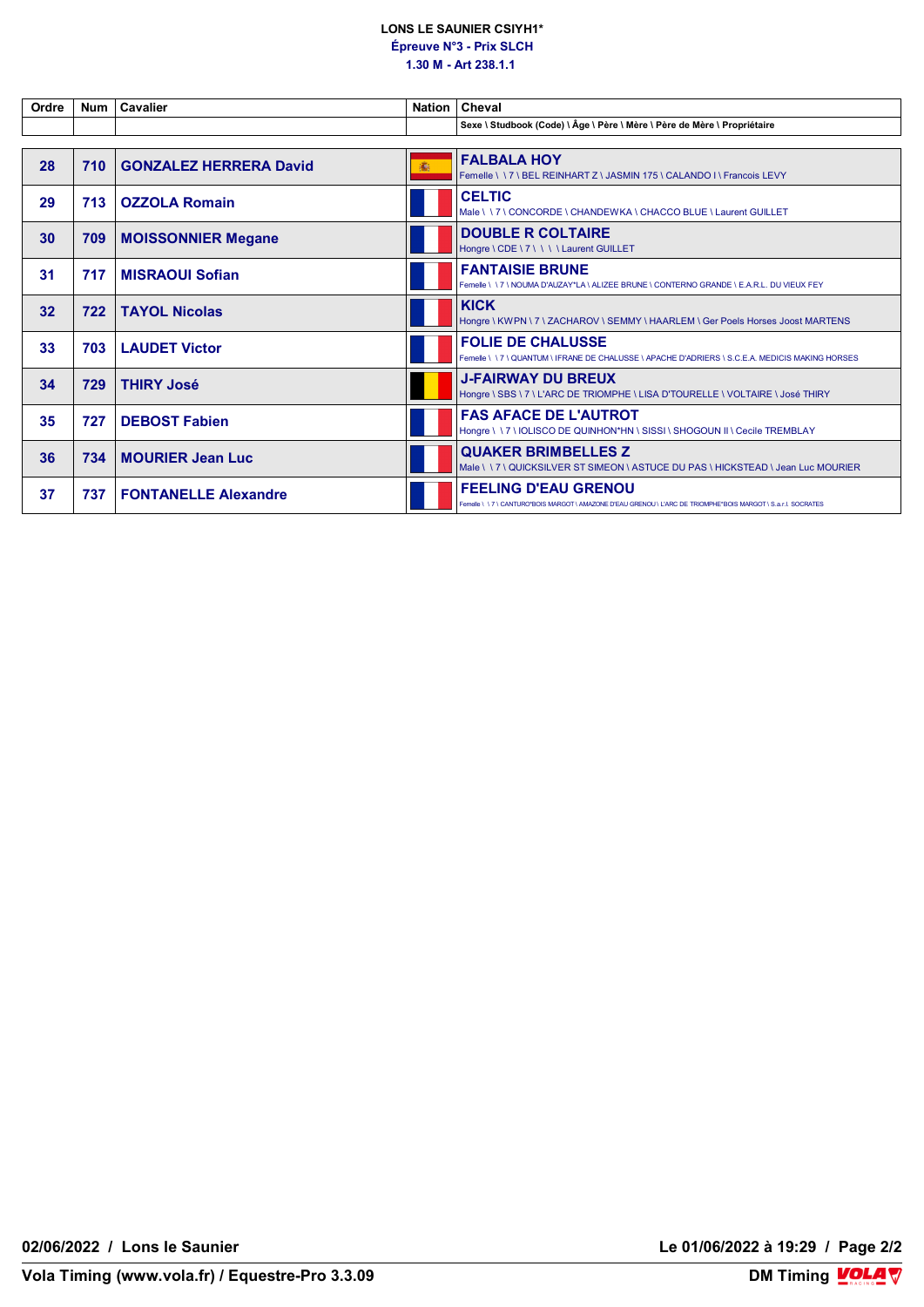**LONS LE SAUNIER CSIYH1***

**Épreuve N°3 - Prix SLCH**

**1.30 M - Art 238.1.1**

| Ordre | Num | Cavalier | Nation | Cheval |
|---|---|---|---|---|
| | | | | Sexe \ Studbook (Code) \ Âge \ Père \ Mère \ Père de Mère \ Propriétaire |
| 28 | 710 | GONZALEZ HERRERA David | | FALBALA HOY<br>Femelle \ \ 7 \ BEL REINHART Z \ JASMIN 175 \ CALANDO I \ Francois LEVY |
| 29 | 713 | OZZOLA Romain | | CELTIC<br>Male \ \ 7 \ CONCORDE \ CHANDEWKA \ CHACCO BLUE \ Laurent GUILLET |
| 30 | 709 | MOISSONNIER Megane | | DOUBLE R COLTAIRE<br>Hongre \ CDE \ 7 \ \ \ \ Laurent GUILLET |
| 31 | 717 | MISRAOUI Sofian | | FANTAISIE BRUNE<br>Femelle \ \ 7 \ NOUMA D'AUZAY*LA \ ALIZEE BRUNE \ CONTERNO GRANDE \ E.A.R.L. DU VIEUX FEY |
| 32 | 722 | TAYOL Nicolas | | KICK<br>Hongre \ KWPN \ 7 \ ZACHAROV \ SEMMY \ HAARLEM \ Ger Poels Horses Joost MARTENS |
| 33 | 703 | LAUDET Victor | | FOLIE DE CHALUSSE<br>Femelle \ \ 7 \ QUANTUM \ IFRANE DE CHALUSSE \ APACHE D'ADRIERS \ S.C.E.A. MEDICIS MAKING HORSES |
| 34 | 729 | THIRY José | | J-FAIRWAY DU BREUX<br>Hongre \ SBS \ 7 \ L'ARC DE TRIOMPHE \ LISA D'TOURELLE \ VOLTAIRE \ José THIRY |
| 35 | 727 | DEBOST Fabien | | FAS AFACE DE L'AUTROT<br>Hongre \ \ 7 \ IOLISCO DE QUINHON*HN \ SISSI \ SHOGOUN II \ Cecile TREMBLAY |
| 36 | 734 | MOURIER Jean Luc | | QUAKER BRIMBELLES Z<br>Male \ \ 7 \ QUICKSILVER ST SIMEON \ ASTUCE DU PAS \ HICKSTEAD \ Jean Luc MOURIER |
| 37 | 737 | FONTANELLE Alexandre | | FEELING D'EAU GRENOU<br>Femelle \ \ 7 \ CANTURO*BOIS MARGOT \ AMAZONE D'EAU GRENOU \ L'ARC DE TRIOMPHE*BOIS MARGOT \ S.a.r.l. SOCRATES |

02/06/2022 / Lons le Saunier — Le 01/06/2022 à 19:29

Vola Timing (www.vola.fr) / Equestre-Pro 3.3.09 — DM Timing